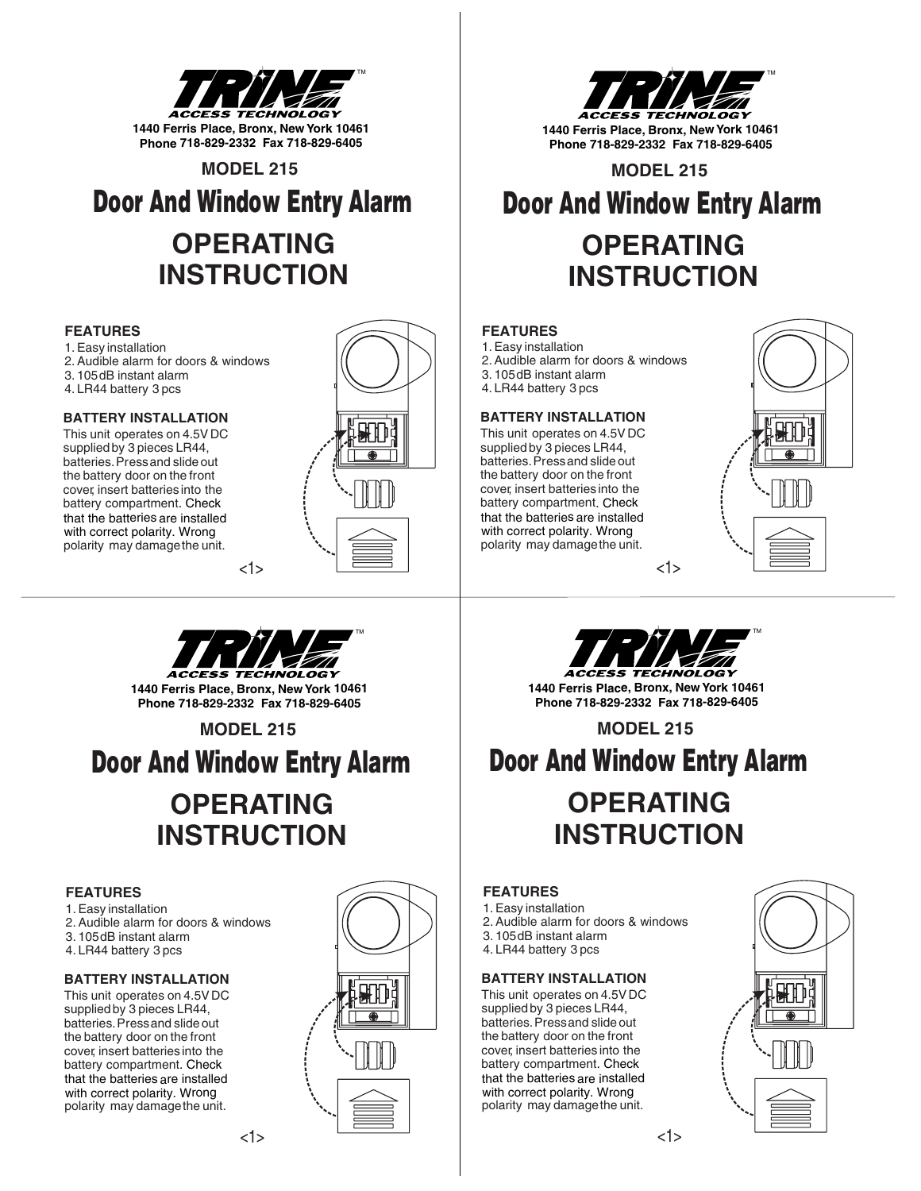# TRINE™

ACCESS TECHNOLOGY

**1440 Ferris Place, Bronx, New York 10461**
**Phone 718-829-2332 Fax 718-829-6405**

## MODEL 215

# Door And Window Entry Alarm

# OPERATING INSTRUCTION

### FEATURES

1. Easy installation
2. Audible alarm for doors & windows
3. 105dB instant alarm
4. LR44 battery 3 pcs

### BATTERY INSTALLATION

This unit operates on 4.5V DC supplied by 3 pieces LR44, batteries. Press and slide out the battery door on the front cover, insert batteries into the battery compartment. Check that the batteries are installed with correct polarity. Wrong polarity may damage the unit.

# TRINE™

ACCESS TECHNOLOGY

**1440 Ferris Place, Bronx, New York 10461**
**Phone 718-829-2332 Fax 718-829-6405**

## MODEL 215

# Door And Window Entry Alarm

# OPERATING INSTRUCTION

### FEATURES

1. Easy installation
2. Audible alarm for doors & windows
3. 105dB instant alarm
4. LR44 battery 3 pcs

### BATTERY INSTALLATION

This unit operates on 4.5V DC supplied by 3 pieces LR44, batteries. Press and slide out the battery door on the front cover, insert batteries into the battery compartment. Check that the batteries are installed with correct polarity. Wrong polarity may damage the unit.

# TRINE™

ACCESS TECHNOLOGY

**1440 Ferris Place, Bronx, New York 10461**
**Phone 718-829-2332 Fax 718-829-6405**

## MODEL 215

# Door And Window Entry Alarm

# OPERATING INSTRUCTION

### FEATURES

1. Easy installation
2. Audible alarm for doors & windows
3. 105dB instant alarm
4. LR44 battery 3 pcs

### BATTERY INSTALLATION

This unit operates on 4.5V DC supplied by 3 pieces LR44, batteries. Press and slide out the battery door on the front cover, insert batteries into the battery compartment. Check that the batteries are installed with correct polarity. Wrong polarity may damage the unit.

# TRINE™

ACCESS TECHNOLOGY

**1440 Ferris Place, Bronx, New York 10461**
**Phone 718-829-2332 Fax 718-829-6405**

## MODEL 215

# Door And Window Entry Alarm

# OPERATING INSTRUCTION

### FEATURES

1. Easy installation
2. Audible alarm for doors & windows
3. 105dB instant alarm
4. LR44 battery 3 pcs

### BATTERY INSTALLATION

This unit operates on 4.5V DC supplied by 3 pieces LR44, batteries. Press and slide out the battery door on the front cover, insert batteries into the battery compartment. Check that the batteries are installed with correct polarity. Wrong polarity may damage the unit.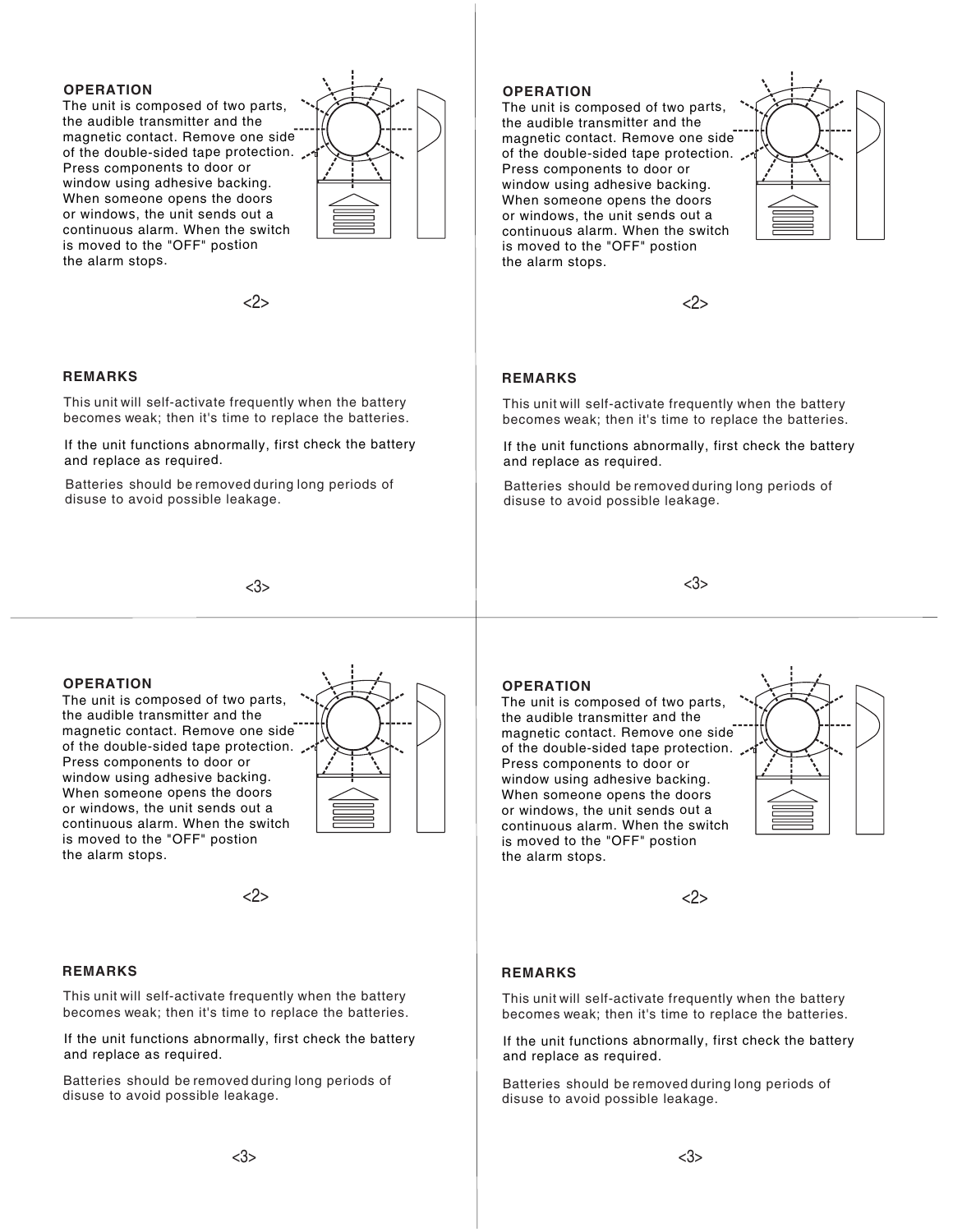## OPERATION

The unit is composed of two parts, the audible transmitter and the magnetic contact. Remove one side of the double-sided tape protection. Press components to door or window using adhesive backing. When someone opens the doors or windows, the unit sends out a continuous alarm. When the switch is moved to the "OFF" postion the alarm stops.

## REMARKS

This unit will self-activate frequently when the battery becomes weak; then it's time to replace the batteries.

If the unit functions abnormally, first check the battery and replace as required.

Batteries should be removed during long periods of disuse to avoid possible leakage.

## OPERATION

The unit is composed of two parts, the audible transmitter and the magnetic contact. Remove one side of the double-sided tape protection. Press components to door or window using adhesive backing. When someone opens the doors or windows, the unit sends out a continuous alarm. When the switch is moved to the "OFF" postion the alarm stops.

## REMARKS

This unit will self-activate frequently when the battery becomes weak; then it's time to replace the batteries.

If the unit functions abnormally, first check the battery and replace as required.

Batteries should be removed during long periods of disuse to avoid possible leakage.

## OPERATION

The unit is composed of two parts, the audible transmitter and the magnetic contact. Remove one side of the double-sided tape protection. Press components to door or window using adhesive backing. When someone opens the doors or windows, the unit sends out a continuous alarm. When the switch is moved to the "OFF" postion the alarm stops.

## REMARKS

This unit will self-activate frequently when the battery becomes weak; then it's time to replace the batteries.

If the unit functions abnormally, first check the battery and replace as required.

Batteries should be removed during long periods of disuse to avoid possible leakage.

## OPERATION

The unit is composed of two parts, the audible transmitter and the magnetic contact. Remove one side of the double-sided tape protection. Press components to door or window using adhesive backing. When someone opens the doors or windows, the unit sends out a continuous alarm. When the switch is moved to the "OFF" postion the alarm stops.

## REMARKS

This unit will self-activate frequently when the battery becomes weak; then it's time to replace the batteries.

If the unit functions abnormally, first check the battery and replace as required.

Batteries should be removed during long periods of disuse to avoid possible leakage.